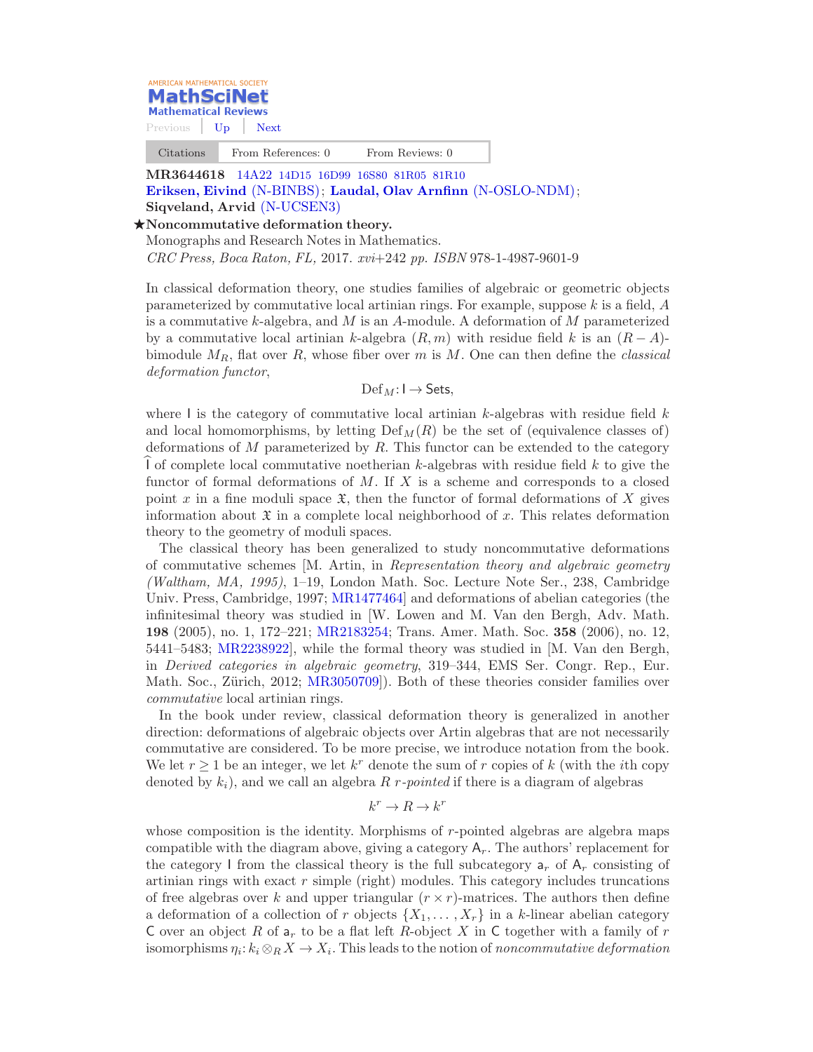AMERICAN MATHEMATICAL SOCIETY
**MathSciNet**
Mathematical Reviews

Previous | Up | Next

Citations | From References: 0 | From Reviews: 0

**MR3644618** 14A22 14D15 16D99 16S80 81R05 81R10
**Eriksen, Eivind** (N-BINBS); **Laudal, Olav Arnfinn** (N-OSLO-NDM);
**Siqveland, Arvid** (N-UCSEN3)

★**Noncommutative deformation theory.**
Monographs and Research Notes in Mathematics.
*CRC Press, Boca Raton, FL,* 2017. *xvi*+242 *pp. ISBN* 978-1-4987-9601-9

In classical deformation theory, one studies families of algebraic or geometric objects parameterized by commutative local artinian rings. For example, suppose $k$ is a field, $A$ is a commutative $k$-algebra, and $M$ is an $A$-module. A deformation of $M$ parameterized by a commutative local artinian $k$-algebra $(R, m)$ with residue field $k$ is an $(R-A)$-bimodule $M_R$, flat over $R$, whose fiber over $m$ is $M$. One can then define the *classical deformation functor*,

$$\mathrm{Def}_M \colon \mathsf{l} \to \mathsf{Sets},$$

where $\mathsf{l}$ is the category of commutative local artinian $k$-algebras with residue field $k$ and local homomorphisms, by letting $\mathrm{Def}_M(R)$ be the set of (equivalence classes of) deformations of $M$ parameterized by $R$. This functor can be extended to the category $\widehat{\mathsf{l}}$ of complete local commutative noetherian $k$-algebras with residue field $k$ to give the functor of formal deformations of $M$. If $X$ is a scheme and corresponds to a closed point $x$ in a fine moduli space $\mathfrak{X}$, then the functor of formal deformations of $X$ gives information about $\mathfrak{X}$ in a complete local neighborhood of $x$. This relates deformation theory to the geometry of moduli spaces.

The classical theory has been generalized to study noncommutative deformations of commutative schemes [M. Artin, in *Representation theory and algebraic geometry (Waltham, MA, 1995)*, 1–19, London Math. Soc. Lecture Note Ser., 238, Cambridge Univ. Press, Cambridge, 1997; MR1477464] and deformations of abelian categories (the infinitesimal theory was studied in [W. Lowen and M. Van den Bergh, Adv. Math. **198** (2005), no. 1, 172–221; MR2183254; Trans. Amer. Math. Soc. **358** (2006), no. 12, 5441–5483; MR2238922], while the formal theory was studied in [M. Van den Bergh, in *Derived categories in algebraic geometry*, 319–344, EMS Ser. Congr. Rep., Eur. Math. Soc., Zürich, 2012; MR3050709]). Both of these theories consider families over *commutative* local artinian rings.

In the book under review, classical deformation theory is generalized in another direction: deformations of algebraic objects over Artin algebras that are not necessarily commutative are considered. To be more precise, we introduce notation from the book. We let $r \geq 1$ be an integer, we let $k^r$ denote the sum of $r$ copies of $k$ (with the $i$th copy denoted by $k_i$), and we call an algebra $R$ *r-pointed* if there is a diagram of algebras

$$k^r \to R \to k^r$$

whose composition is the identity. Morphisms of $r$-pointed algebras are algebra maps compatible with the diagram above, giving a category $\mathsf{A}_r$. The authors' replacement for the category $\mathsf{l}$ from the classical theory is the full subcategory $\mathsf{a}_r$ of $\mathsf{A}_r$ consisting of artinian rings with exact $r$ simple (right) modules. This category includes truncations of free algebras over $k$ and upper triangular $(r \times r)$-matrices. The authors then define a deformation of a collection of $r$ objects $\{X_1, \ldots, X_r\}$ in a $k$-linear abelian category $\mathsf{C}$ over an object $R$ of $\mathsf{a}_r$ to be a flat left $R$-object $X$ in $\mathsf{C}$ together with a family of $r$ isomorphisms $\eta_i \colon k_i \otimes_R X \to X_i$. This leads to the notion of *noncommutative deformation*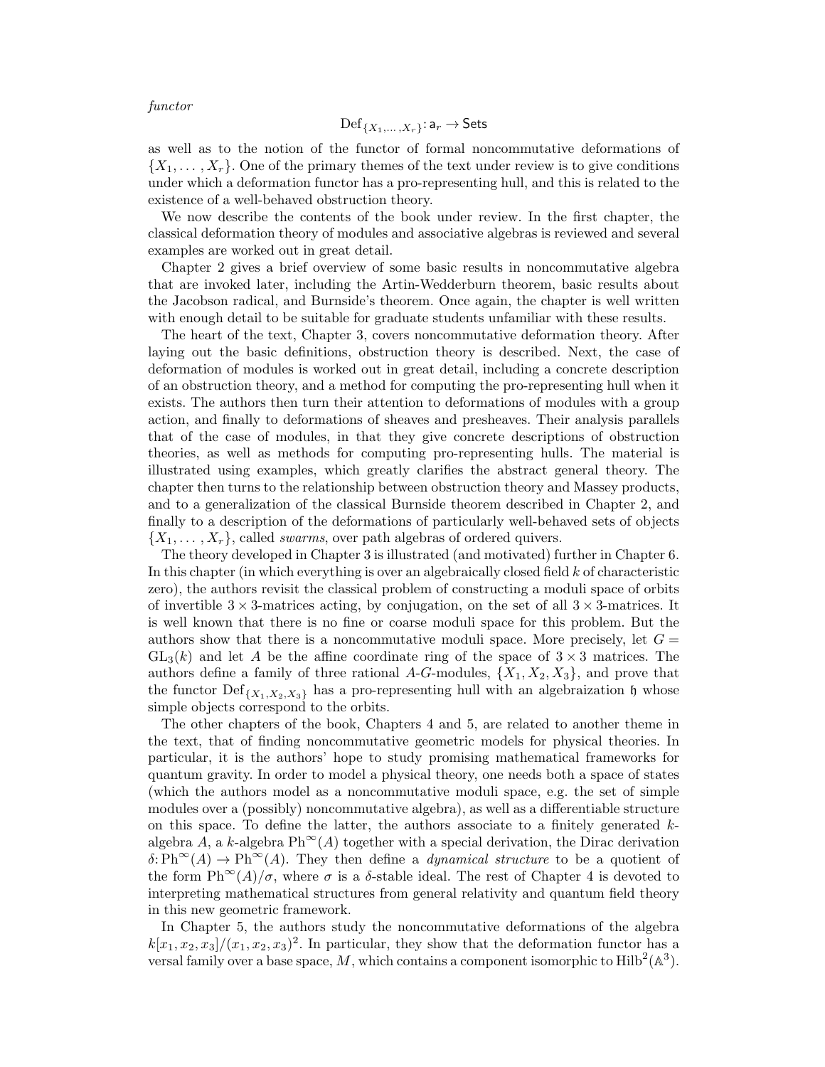*functor*

$$\mathrm{Def}_{\{X_1,\dots,X_r\}} \colon \mathsf{a}_r \to \mathsf{Sets}$$

as well as to the notion of the functor of formal noncommutative deformations of $\{X_1, \dots, X_r\}$. One of the primary themes of the text under review is to give conditions under which a deformation functor has a pro-representing hull, and this is related to the existence of a well-behaved obstruction theory.

We now describe the contents of the book under review. In the first chapter, the classical deformation theory of modules and associative algebras is reviewed and several examples are worked out in great detail.

Chapter 2 gives a brief overview of some basic results in noncommutative algebra that are invoked later, including the Artin-Wedderburn theorem, basic results about the Jacobson radical, and Burnside's theorem. Once again, the chapter is well written with enough detail to be suitable for graduate students unfamiliar with these results.

The heart of the text, Chapter 3, covers noncommutative deformation theory. After laying out the basic definitions, obstruction theory is described. Next, the case of deformation of modules is worked out in great detail, including a concrete description of an obstruction theory, and a method for computing the pro-representing hull when it exists. The authors then turn their attention to deformations of modules with a group action, and finally to deformations of sheaves and presheaves. Their analysis parallels that of the case of modules, in that they give concrete descriptions of obstruction theories, as well as methods for computing pro-representing hulls. The material is illustrated using examples, which greatly clarifies the abstract general theory. The chapter then turns to the relationship between obstruction theory and Massey products, and to a generalization of the classical Burnside theorem described in Chapter 2, and finally to a description of the deformations of particularly well-behaved sets of objects $\{X_1, \dots, X_r\}$, called *swarms*, over path algebras of ordered quivers.

The theory developed in Chapter 3 is illustrated (and motivated) further in Chapter 6. In this chapter (in which everything is over an algebraically closed field $k$ of characteristic zero), the authors revisit the classical problem of constructing a moduli space of orbits of invertible $3 \times 3$-matrices acting, by conjugation, on the set of all $3 \times 3$-matrices. It is well known that there is no fine or coarse moduli space for this problem. But the authors show that there is a noncommutative moduli space. More precisely, let $G = \mathrm{GL}_3(k)$ and let $A$ be the affine coordinate ring of the space of $3 \times 3$ matrices. The authors define a family of three rational $A$-$G$-modules, $\{X_1, X_2, X_3\}$, and prove that the functor $\mathrm{Def}_{\{X_1,X_2,X_3\}}$ has a pro-representing hull with an algebraization $\mathfrak{h}$ whose simple objects correspond to the orbits.

The other chapters of the book, Chapters 4 and 5, are related to another theme in the text, that of finding noncommutative geometric models for physical theories. In particular, it is the authors' hope to study promising mathematical frameworks for quantum gravity. In order to model a physical theory, one needs both a space of states (which the authors model as a noncommutative moduli space, e.g. the set of simple modules over a (possibly) noncommutative algebra), as well as a differentiable structure on this space. To define the latter, the authors associate to a finitely generated $k$-algebra $A$, a $k$-algebra $\mathrm{Ph}^{\infty}(A)$ together with a special derivation, the Dirac derivation $\delta \colon \mathrm{Ph}^{\infty}(A) \to \mathrm{Ph}^{\infty}(A)$. They then define a *dynamical structure* to be a quotient of the form $\mathrm{Ph}^{\infty}(A)/\sigma$, where $\sigma$ is a $\delta$-stable ideal. The rest of Chapter 4 is devoted to interpreting mathematical structures from general relativity and quantum field theory in this new geometric framework.

In Chapter 5, the authors study the noncommutative deformations of the algebra $k[x_1, x_2, x_3]/(x_1, x_2, x_3)^2$. In particular, they show that the deformation functor has a versal family over a base space, $M$, which contains a component isomorphic to $\mathrm{Hilb}^2(\mathbb{A}^3)$.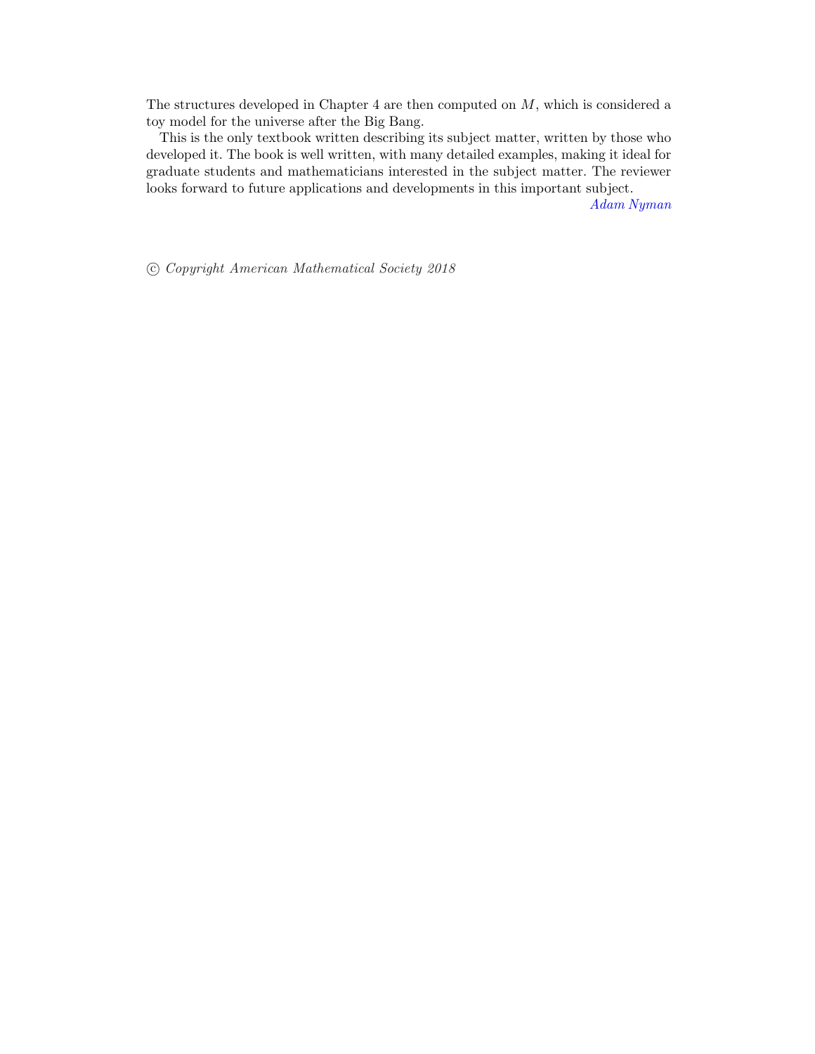The structures developed in Chapter 4 are then computed on $M$, which is considered a toy model for the universe after the Big Bang.

This is the only textbook written describing its subject matter, written by those who developed it. The book is well written, with many detailed examples, making it ideal for graduate students and mathematicians interested in the subject matter. The reviewer looks forward to future applications and developments in this important subject.

*Adam Nyman*

© *Copyright American Mathematical Society 2018*